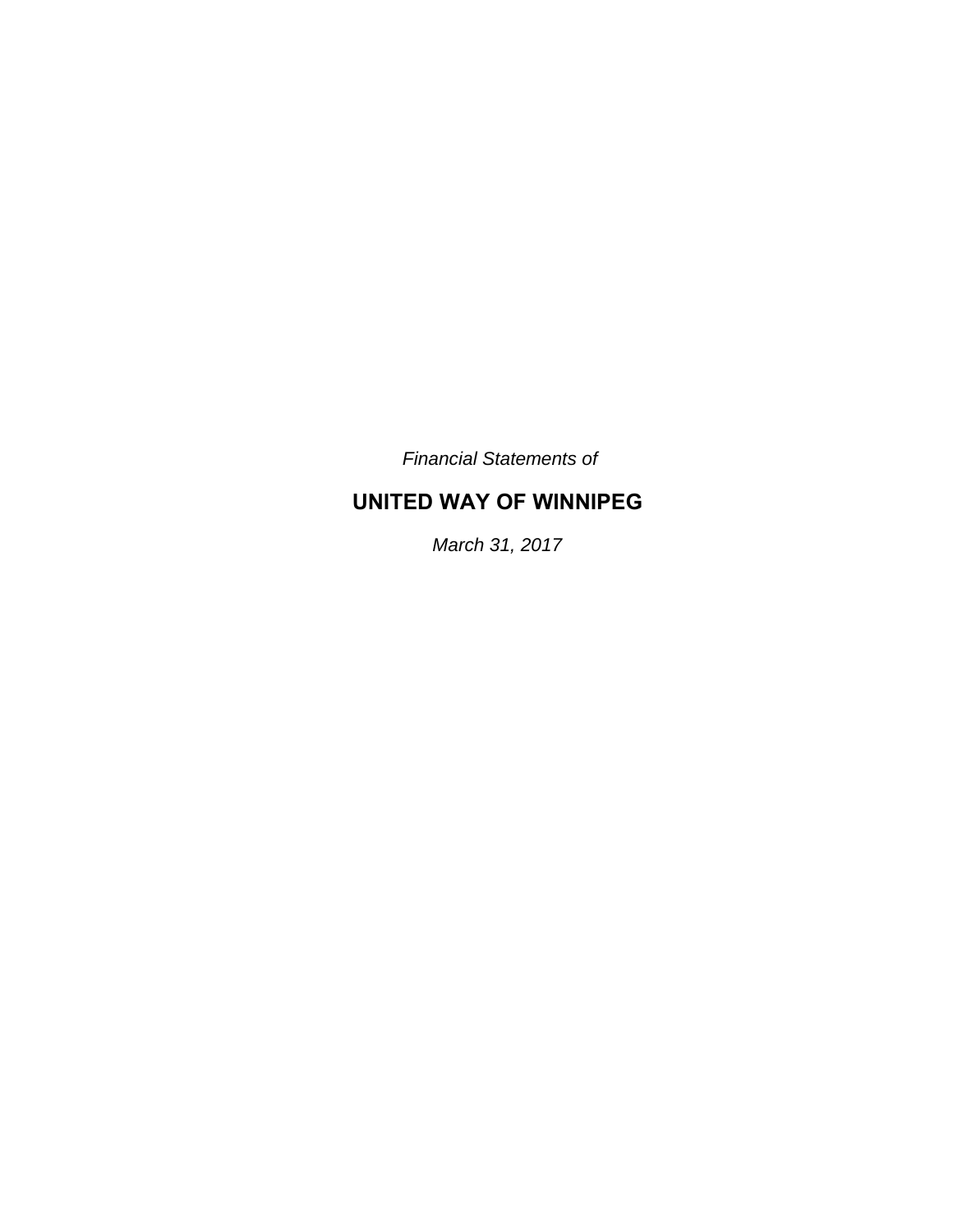*Financial Statements of*

# UNITED WAY OF WINNIPEG

*March 31, 2017*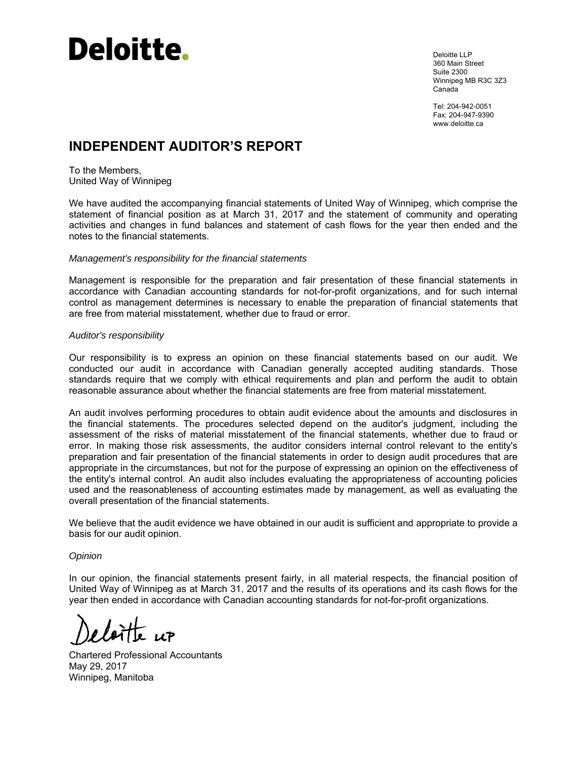Deloitte.

Deloitte LLP
360 Main Street
Suite 2300
Winnipeg MB R3C 3Z3
Canada

Tel: 204-942-0051
Fax: 204-947-9390
www.deloitte.ca

# INDEPENDENT AUDITOR'S REPORT

To the Members,
United Way of Winnipeg

We have audited the accompanying financial statements of United Way of Winnipeg, which comprise the statement of financial position as at March 31, 2017 and the statement of community and operating activities and changes in fund balances and statement of cash flows for the year then ended and the notes to the financial statements.

*Management's responsibility for the financial statements*

Management is responsible for the preparation and fair presentation of these financial statements in accordance with Canadian accounting standards for not-for-profit organizations, and for such internal control as management determines is necessary to enable the preparation of financial statements that are free from material misstatement, whether due to fraud or error.

*Auditor's responsibility*

Our responsibility is to express an opinion on these financial statements based on our audit. We conducted our audit in accordance with Canadian generally accepted auditing standards. Those standards require that we comply with ethical requirements and plan and perform the audit to obtain reasonable assurance about whether the financial statements are free from material misstatement.

An audit involves performing procedures to obtain audit evidence about the amounts and disclosures in the financial statements. The procedures selected depend on the auditor's judgment, including the assessment of the risks of material misstatement of the financial statements, whether due to fraud or error. In making those risk assessments, the auditor considers internal control relevant to the entity's preparation and fair presentation of the financial statements in order to design audit procedures that are appropriate in the circumstances, but not for the purpose of expressing an opinion on the effectiveness of the entity's internal control. An audit also includes evaluating the appropriateness of accounting policies used and the reasonableness of accounting estimates made by management, as well as evaluating the overall presentation of the financial statements.

We believe that the audit evidence we have obtained in our audit is sufficient and appropriate to provide a basis for our audit opinion.

*Opinion*

In our opinion, the financial statements present fairly, in all material respects, the financial position of United Way of Winnipeg as at March 31, 2017 and the results of its operations and its cash flows for the year then ended in accordance with Canadian accounting standards for not-for-profit organizations.

Deloitte LLP

Chartered Professional Accountants
May 29, 2017
Winnipeg, Manitoba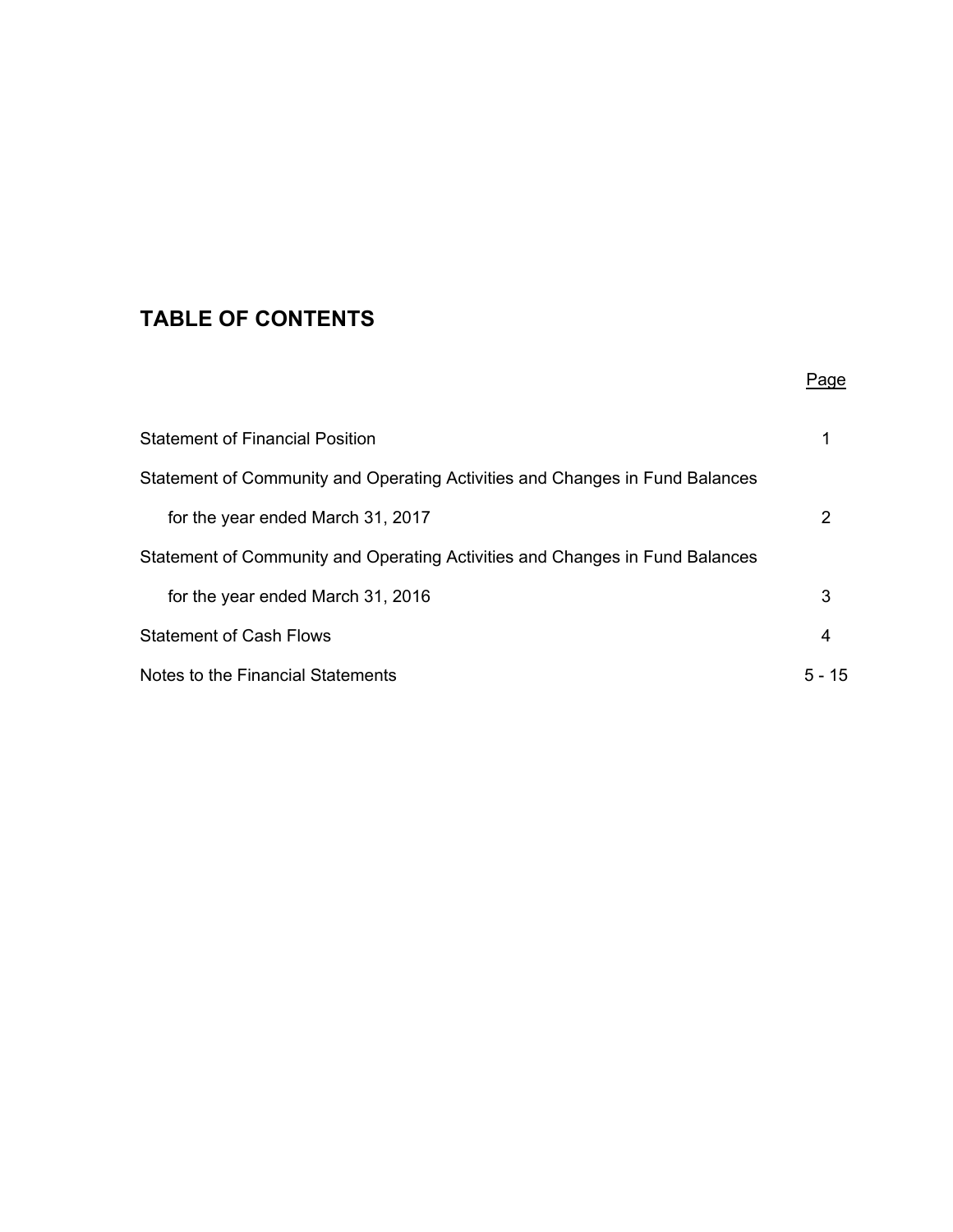# TABLE OF CONTENTS

| | Page |
|---|---|
| Statement of Financial Position | 1 |
| Statement of Community and Operating Activities and Changes in Fund Balances for the year ended March 31, 2017 | 2 |
| Statement of Community and Operating Activities and Changes in Fund Balances for the year ended March 31, 2016 | 3 |
| Statement of Cash Flows | 4 |
| Notes to the Financial Statements | 5 - 15 |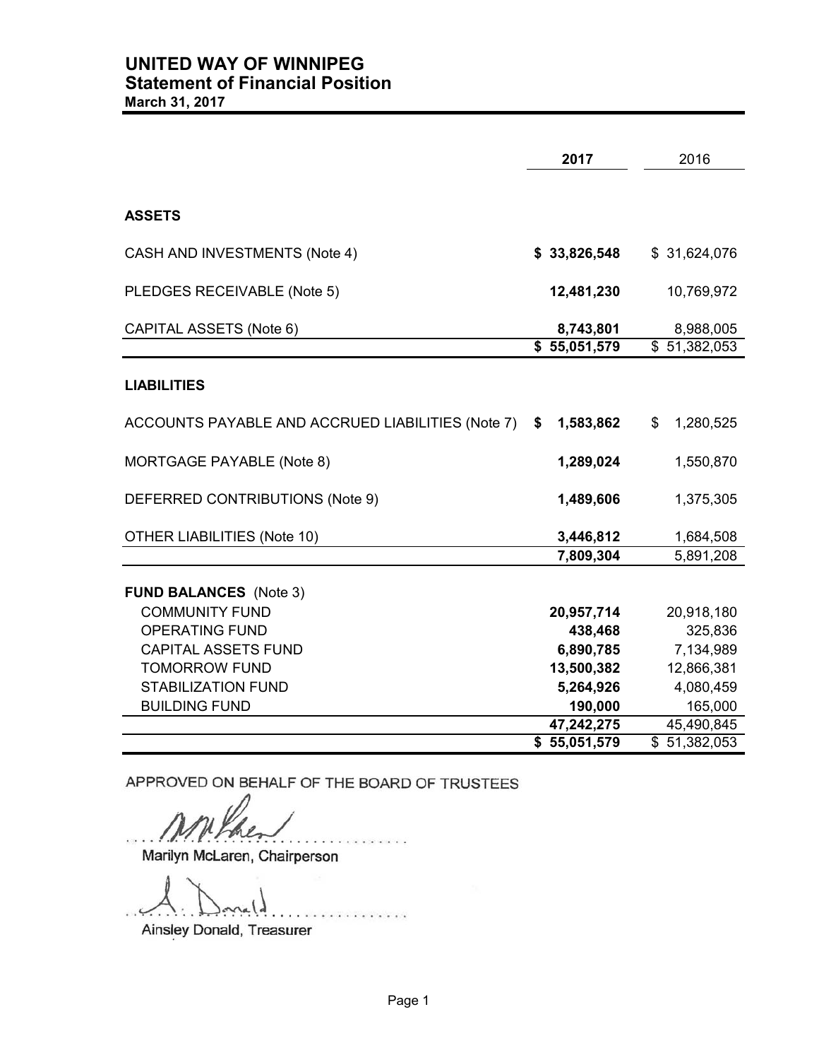# UNITED WAY OF WINNIPEG
## Statement of Financial Position
**March 31, 2017**

| | **2017** | 2016 |
|---|---|---|
| **ASSETS** | | |
| CASH AND INVESTMENTS (Note 4) | **$ 33,826,548** | $ 31,624,076 |
| PLEDGES RECEIVABLE (Note 5) | **12,481,230** | 10,769,972 |
| CAPITAL ASSETS (Note 6) | **8,743,801** | 8,988,005 |
| | **$ 55,051,579** | $ 51,382,053 |
| **LIABILITIES** | | |
| ACCOUNTS PAYABLE AND ACCRUED LIABILITIES (Note 7) | **$ 1,583,862** | $ 1,280,525 |
| MORTGAGE PAYABLE (Note 8) | **1,289,024** | 1,550,870 |
| DEFERRED CONTRIBUTIONS (Note 9) | **1,489,606** | 1,375,305 |
| OTHER LIABILITIES (Note 10) | **3,446,812** | 1,684,508 |
| | **7,809,304** | 5,891,208 |
| **FUND BALANCES** (Note 3) | | |
| COMMUNITY FUND | **20,957,714** | 20,918,180 |
| OPERATING FUND | **438,468** | 325,836 |
| CAPITAL ASSETS FUND | **6,890,785** | 7,134,989 |
| TOMORROW FUND | **13,500,382** | 12,866,381 |
| STABILIZATION FUND | **5,264,926** | 4,080,459 |
| BUILDING FUND | **190,000** | 165,000 |
| | **47,242,275** | 45,490,845 |
| | **$ 55,051,579** | $ 51,382,053 |

APPROVED ON BEHALF OF THE BOARD OF TRUSTEES

Marilyn McLaren, Chairperson

Ainsley Donald, Treasurer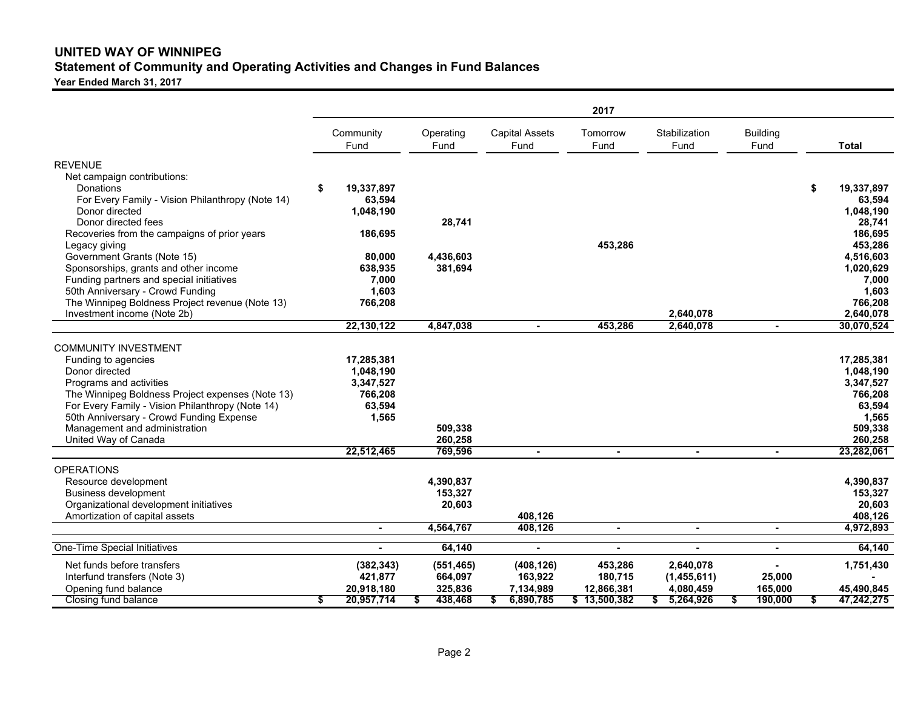# UNITED WAY OF WINNIPEG

## Statement of Community and Operating Activities and Changes in Fund Balances

**Year Ended March 31, 2017**

| | 2017 | | | | | | |
|---|---|---|---|---|---|---|---|
| | Community Fund | Operating Fund | Capital Assets Fund | Tomorrow Fund | Stabilization Fund | Building Fund | **Total** |
| REVENUE | | | | | | | |
| Net campaign contributions: | | | | | | | |
| Donations | $ **19,337,897** | | | | | | $ **19,337,897** |
| For Every Family - Vision Philanthropy (Note 14) | **63,594** | | | | | | **63,594** |
| Donor directed | **1,048,190** | | | | | | **1,048,190** |
| Donor directed fees | | **28,741** | | | | | **28,741** |
| Recoveries from the campaigns of prior years | **186,695** | | | | | | **186,695** |
| Legacy giving | | | | **453,286** | | | **453,286** |
| Government Grants (Note 15) | **80,000** | **4,436,603** | | | | | **4,516,603** |
| Sponsorships, grants and other income | **638,935** | **381,694** | | | | | **1,020,629** |
| Funding partners and special initiatives | **7,000** | | | | | | **7,000** |
| 50th Anniversary - Crowd Funding | **1,603** | | | | | | **1,603** |
| The Winnipeg Boldness Project revenue (Note 13) | **766,208** | | | | | | **766,208** |
| Investment income (Note 2b) | | | | | **2,640,078** | | **2,640,078** |
| | **22,130,122** | **4,847,038** | **-** | **453,286** | **2,640,078** | **-** | **30,070,524** |
| COMMUNITY INVESTMENT | | | | | | | |
| Funding to agencies | **17,285,381** | | | | | | **17,285,381** |
| Donor directed | **1,048,190** | | | | | | **1,048,190** |
| Programs and activities | **3,347,527** | | | | | | **3,347,527** |
| The Winnipeg Boldness Project expenses (Note 13) | **766,208** | | | | | | **766,208** |
| For Every Family - Vision Philanthropy (Note 14) | **63,594** | | | | | | **63,594** |
| 50th Anniversary - Crowd Funding Expense | **1,565** | | | | | | **1,565** |
| Management and administration | | **509,338** | | | | | **509,338** |
| United Way of Canada | | **260,258** | | | | | **260,258** |
| | **22,512,465** | **769,596** | **-** | **-** | **-** | **-** | **23,282,061** |
| OPERATIONS | | | | | | | |
| Resource development | | **4,390,837** | | | | | **4,390,837** |
| Business development | | **153,327** | | | | | **153,327** |
| Organizational development initiatives | | **20,603** | | | | | **20,603** |
| Amortization of capital assets | | | **408,126** | | | | **408,126** |
| | **-** | **4,564,767** | **408,126** | **-** | **-** | **-** | **4,972,893** |
| One-Time Special Initiatives | **-** | **64,140** | **-** | **-** | **-** | **-** | **64,140** |
| Net funds before transfers | **(382,343)** | **(551,465)** | **(408,126)** | **453,286** | **2,640,078** | **-** | **1,751,430** |
| Interfund transfers (Note 3) | **421,877** | **664,097** | **163,922** | **180,715** | **(1,455,611)** | **25,000** | **-** |
| Opening fund balance | **20,918,180** | **325,836** | **7,134,989** | **12,866,381** | **4,080,459** | **165,000** | **45,490,845** |
| Closing fund balance | $ **20,957,714** | $ **438,468** | $ **6,890,785** | $ **13,500,382** | $ **5,264,926** | $ **190,000** | $ **47,242,275** |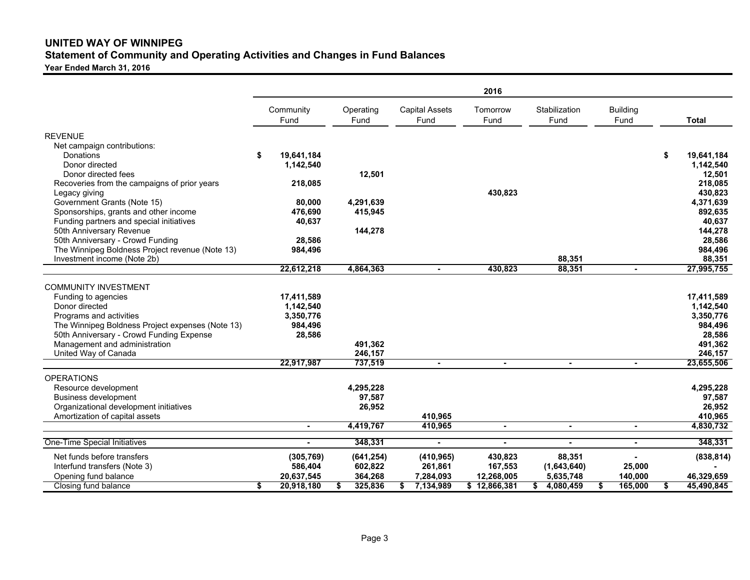# UNITED WAY OF WINNIPEG

## Statement of Community and Operating Activities and Changes in Fund Balances

**Year Ended March 31, 2016**

| | 2016 | | | | | | |
|---|---|---|---|---|---|---|---|
| | Community Fund | Operating Fund | Capital Assets Fund | Tomorrow Fund | Stabilization Fund | Building Fund | Total |
| **REVENUE** | | | | | | | |
| Net campaign contributions: | | | | | | | |
| Donations | $ 19,641,184 | | | | | | $ 19,641,184 |
| Donor directed | 1,142,540 | | | | | | 1,142,540 |
| Donor directed fees | | 12,501 | | | | | 12,501 |
| Recoveries from the campaigns of prior years | 218,085 | | | | | | 218,085 |
| Legacy giving | | | | 430,823 | | | 430,823 |
| Government Grants (Note 15) | 80,000 | 4,291,639 | | | | | 4,371,639 |
| Sponsorships, grants and other income | 476,690 | 415,945 | | | | | 892,635 |
| Funding partners and special initiatives | 40,637 | | | | | | 40,637 |
| 50th Anniversary Revenue | | 144,278 | | | | | 144,278 |
| 50th Anniversary - Crowd Funding | 28,586 | | | | | | 28,586 |
| The Winnipeg Boldness Project revenue (Note 13) | 984,496 | | | | | | 984,496 |
| Investment income (Note 2b) | | | | | 88,351 | | 88,351 |
| | 22,612,218 | 4,864,363 | - | 430,823 | 88,351 | - | 27,995,755 |
| **COMMUNITY INVESTMENT** | | | | | | | |
| Funding to agencies | 17,411,589 | | | | | | 17,411,589 |
| Donor directed | 1,142,540 | | | | | | 1,142,540 |
| Programs and activities | 3,350,776 | | | | | | 3,350,776 |
| The Winnipeg Boldness Project expenses (Note 13) | 984,496 | | | | | | 984,496 |
| 50th Anniversary - Crowd Funding Expense | 28,586 | | | | | | 28,586 |
| Management and administration | | 491,362 | | | | | 491,362 |
| United Way of Canada | | 246,157 | | | | | 246,157 |
| | 22,917,987 | 737,519 | - | - | - | - | 23,655,506 |
| **OPERATIONS** | | | | | | | |
| Resource development | | 4,295,228 | | | | | 4,295,228 |
| Business development | | 97,587 | | | | | 97,587 |
| Organizational development initiatives | | 26,952 | | | | | 26,952 |
| Amortization of capital assets | | | 410,965 | | | | 410,965 |
| | - | 4,419,767 | 410,965 | - | - | - | 4,830,732 |
| One-Time Special Initiatives | - | 348,331 | - | - | - | - | 348,331 |
| Net funds before transfers | (305,769) | (641,254) | (410,965) | 430,823 | 88,351 | - | (838,814) |
| Interfund transfers (Note 3) | 586,404 | 602,822 | 261,861 | 167,553 | (1,643,640) | 25,000 | - |
| Opening fund balance | 20,637,545 | 364,268 | 7,284,093 | 12,268,005 | 5,635,748 | 140,000 | 46,329,659 |
| Closing fund balance | $ 20,918,180 | $ 325,836 | $ 7,134,989 | $ 12,866,381 | $ 4,080,459 | $ 165,000 | $ 45,490,845 |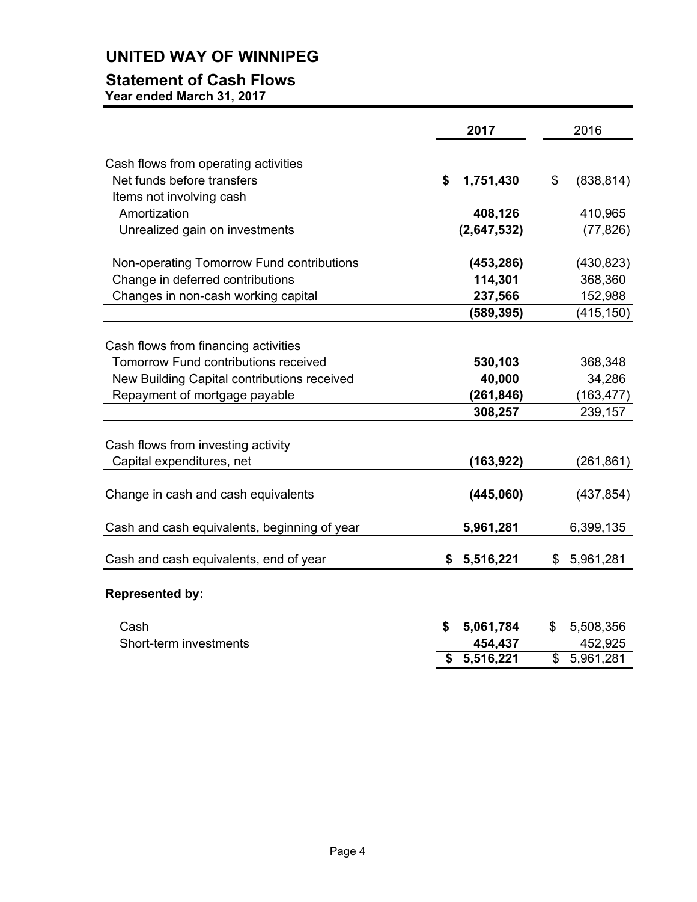# UNITED WAY OF WINNIPEG

## Statement of Cash Flows

**Year ended March 31, 2017**

| | **2017** | 2016 |
|---|---|---|
| Cash flows from operating activities | | |
| Net funds before transfers | **$ 1,751,430** | $ (838,814) |
| Items not involving cash | | |
| Amortization | **408,126** | 410,965 |
| Unrealized gain on investments | **(2,647,532)** | (77,826) |
| | | |
| Non-operating Tomorrow Fund contributions | **(453,286)** | (430,823) |
| Change in deferred contributions | **114,301** | 368,360 |
| Changes in non-cash working capital | **237,566** | 152,988 |
| | **(589,395)** | (415,150) |
| | | |
| Cash flows from financing activities | | |
| Tomorrow Fund contributions received | **530,103** | 368,348 |
| New Building Capital contributions received | **40,000** | 34,286 |
| Repayment of mortgage payable | **(261,846)** | (163,477) |
| | **308,257** | 239,157 |
| | | |
| Cash flows from investing activity | | |
| Capital expenditures, net | **(163,922)** | (261,861) |
| | | |
| Change in cash and cash equivalents | **(445,060)** | (437,854) |
| | | |
| Cash and cash equivalents, beginning of year | **5,961,281** | 6,399,135 |
| | | |
| Cash and cash equivalents, end of year | **$ 5,516,221** | $ 5,961,281 |
| | | |
| **Represented by:** | | |
| | | |
| Cash | **$ 5,061,784** | $ 5,508,356 |
| Short-term investments | **454,437** | 452,925 |
| | **$ 5,516,221** | $ 5,961,281 |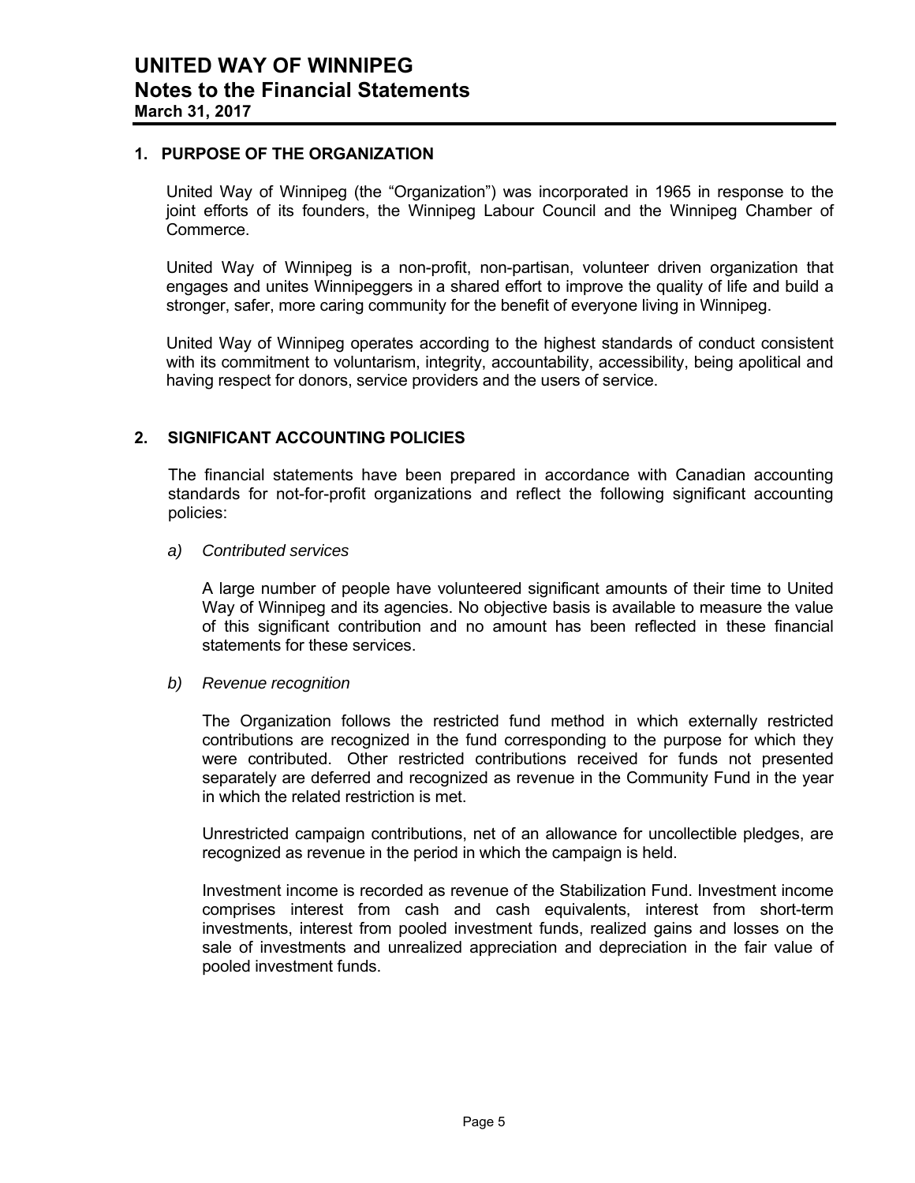# UNITED WAY OF WINNIPEG
## Notes to the Financial Statements
**March 31, 2017**

### 1. PURPOSE OF THE ORGANIZATION

United Way of Winnipeg (the "Organization") was incorporated in 1965 in response to the joint efforts of its founders, the Winnipeg Labour Council and the Winnipeg Chamber of Commerce.

United Way of Winnipeg is a non-profit, non-partisan, volunteer driven organization that engages and unites Winnipeggers in a shared effort to improve the quality of life and build a stronger, safer, more caring community for the benefit of everyone living in Winnipeg.

United Way of Winnipeg operates according to the highest standards of conduct consistent with its commitment to voluntarism, integrity, accountability, accessibility, being apolitical and having respect for donors, service providers and the users of service.

### 2. SIGNIFICANT ACCOUNTING POLICIES

The financial statements have been prepared in accordance with Canadian accounting standards for not-for-profit organizations and reflect the following significant accounting policies:

*a) Contributed services*

A large number of people have volunteered significant amounts of their time to United Way of Winnipeg and its agencies. No objective basis is available to measure the value of this significant contribution and no amount has been reflected in these financial statements for these services.

*b) Revenue recognition*

The Organization follows the restricted fund method in which externally restricted contributions are recognized in the fund corresponding to the purpose for which they were contributed. Other restricted contributions received for funds not presented separately are deferred and recognized as revenue in the Community Fund in the year in which the related restriction is met.

Unrestricted campaign contributions, net of an allowance for uncollectible pledges, are recognized as revenue in the period in which the campaign is held.

Investment income is recorded as revenue of the Stabilization Fund. Investment income comprises interest from cash and cash equivalents, interest from short-term investments, interest from pooled investment funds, realized gains and losses on the sale of investments and unrealized appreciation and depreciation in the fair value of pooled investment funds.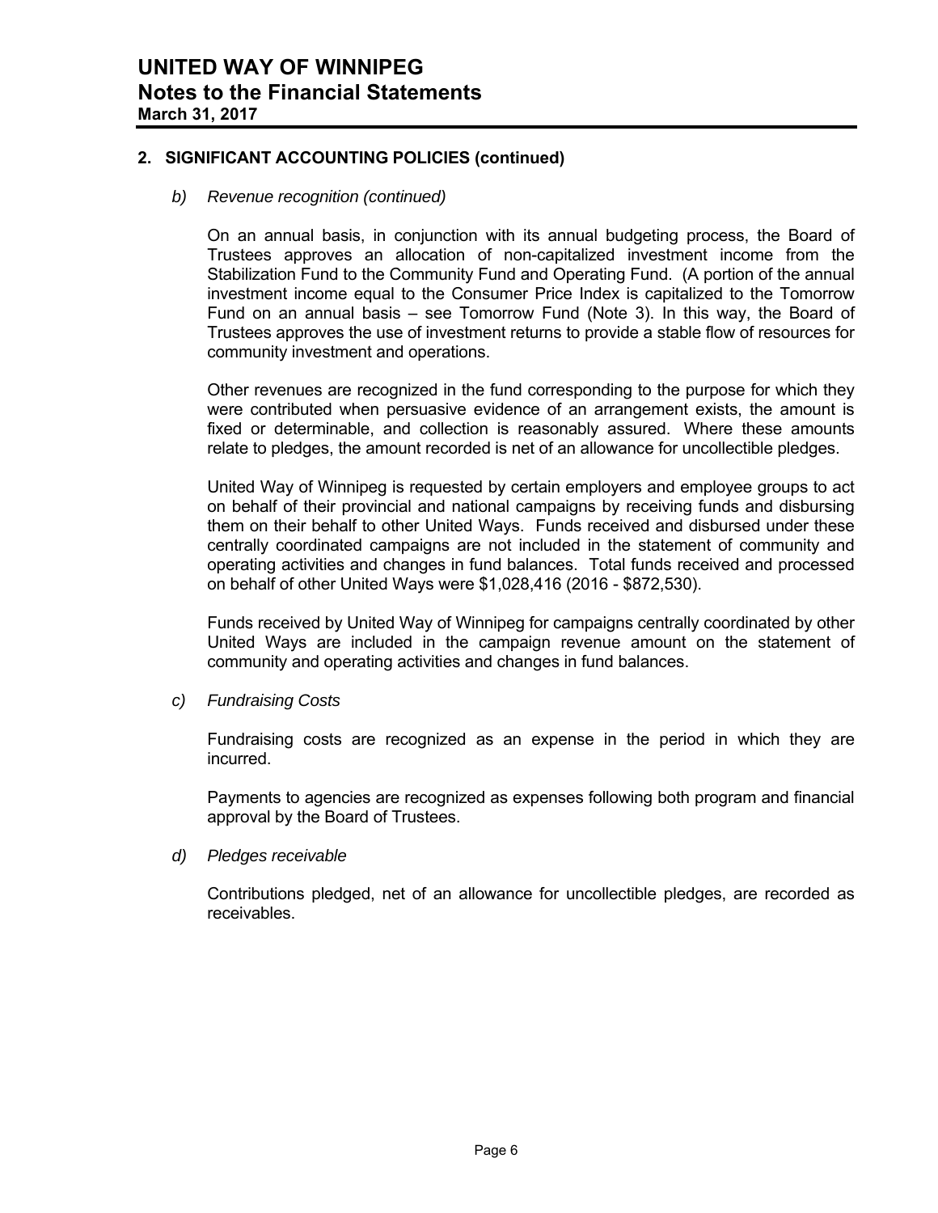## 2. SIGNIFICANT ACCOUNTING POLICIES (continued)

### *b) Revenue recognition (continued)*

On an annual basis, in conjunction with its annual budgeting process, the Board of Trustees approves an allocation of non-capitalized investment income from the Stabilization Fund to the Community Fund and Operating Fund. (A portion of the annual investment income equal to the Consumer Price Index is capitalized to the Tomorrow Fund on an annual basis – see Tomorrow Fund (Note 3). In this way, the Board of Trustees approves the use of investment returns to provide a stable flow of resources for community investment and operations.

Other revenues are recognized in the fund corresponding to the purpose for which they were contributed when persuasive evidence of an arrangement exists, the amount is fixed or determinable, and collection is reasonably assured. Where these amounts relate to pledges, the amount recorded is net of an allowance for uncollectible pledges.

United Way of Winnipeg is requested by certain employers and employee groups to act on behalf of their provincial and national campaigns by receiving funds and disbursing them on their behalf to other United Ways. Funds received and disbursed under these centrally coordinated campaigns are not included in the statement of community and operating activities and changes in fund balances. Total funds received and processed on behalf of other United Ways were $1,028,416 (2016 - $872,530).

Funds received by United Way of Winnipeg for campaigns centrally coordinated by other United Ways are included in the campaign revenue amount on the statement of community and operating activities and changes in fund balances.

### *c) Fundraising Costs*

Fundraising costs are recognized as an expense in the period in which they are incurred.

Payments to agencies are recognized as expenses following both program and financial approval by the Board of Trustees.

### *d) Pledges receivable*

Contributions pledged, net of an allowance for uncollectible pledges, are recorded as receivables.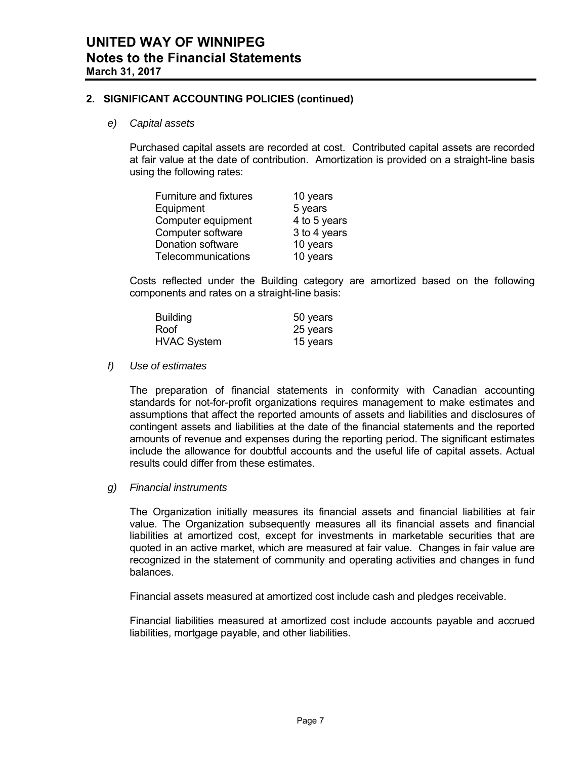## 2. SIGNIFICANT ACCOUNTING POLICIES (continued)

### *e) Capital assets*

Purchased capital assets are recorded at cost. Contributed capital assets are recorded at fair value at the date of contribution. Amortization is provided on a straight-line basis using the following rates:

| | |
|---|---|
| Furniture and fixtures | 10 years |
| Equipment | 5 years |
| Computer equipment | 4 to 5 years |
| Computer software | 3 to 4 years |
| Donation software | 10 years |
| Telecommunications | 10 years |

Costs reflected under the Building category are amortized based on the following components and rates on a straight-line basis:

| | |
|---|---|
| Building | 50 years |
| Roof | 25 years |
| HVAC System | 15 years |

### *f) Use of estimates*

The preparation of financial statements in conformity with Canadian accounting standards for not-for-profit organizations requires management to make estimates and assumptions that affect the reported amounts of assets and liabilities and disclosures of contingent assets and liabilities at the date of the financial statements and the reported amounts of revenue and expenses during the reporting period. The significant estimates include the allowance for doubtful accounts and the useful life of capital assets. Actual results could differ from these estimates.

### *g) Financial instruments*

The Organization initially measures its financial assets and financial liabilities at fair value. The Organization subsequently measures all its financial assets and financial liabilities at amortized cost, except for investments in marketable securities that are quoted in an active market, which are measured at fair value. Changes in fair value are recognized in the statement of community and operating activities and changes in fund balances.

Financial assets measured at amortized cost include cash and pledges receivable.

Financial liabilities measured at amortized cost include accounts payable and accrued liabilities, mortgage payable, and other liabilities.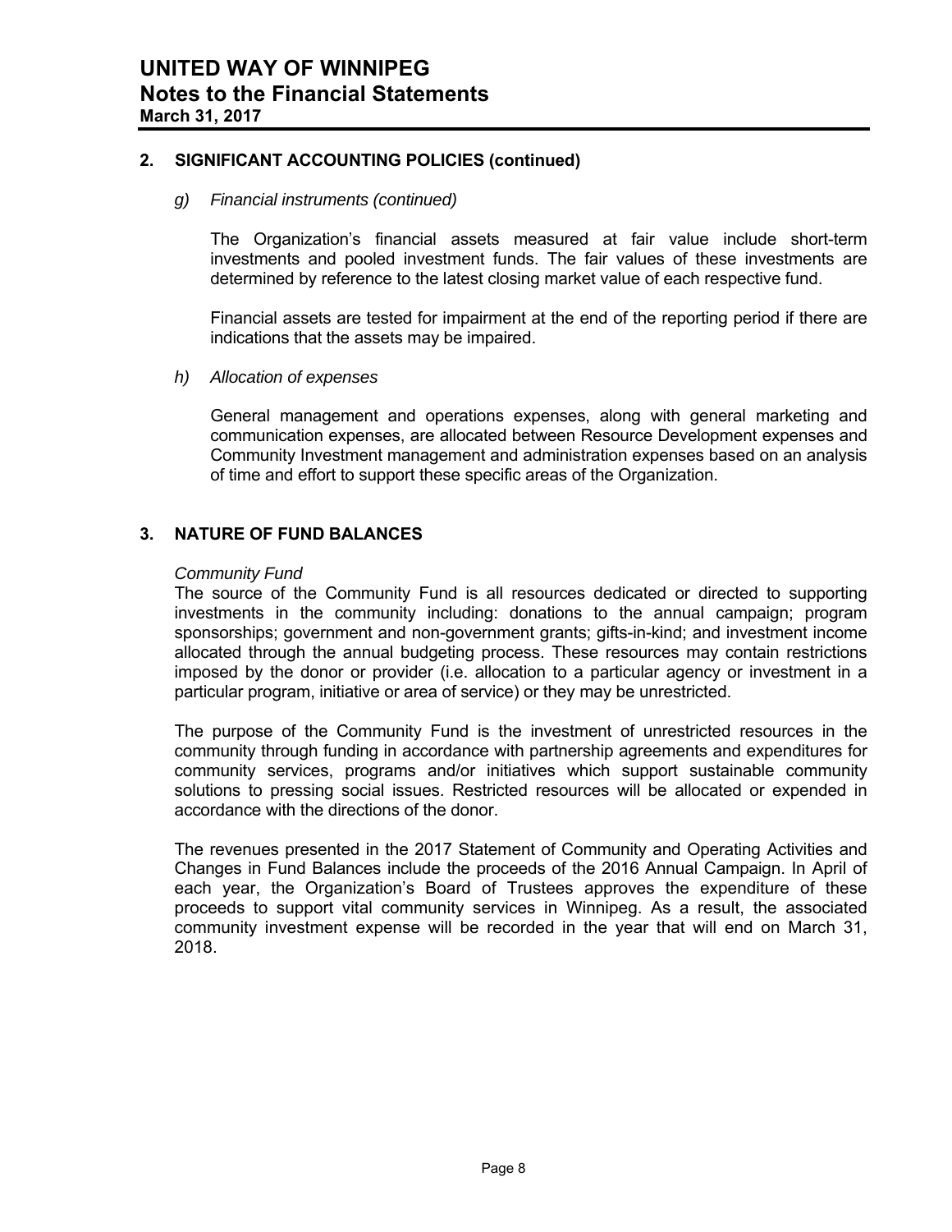## 2. SIGNIFICANT ACCOUNTING POLICIES (continued)

*g) Financial instruments (continued)*

The Organization's financial assets measured at fair value include short-term investments and pooled investment funds. The fair values of these investments are determined by reference to the latest closing market value of each respective fund.

Financial assets are tested for impairment at the end of the reporting period if there are indications that the assets may be impaired.

*h) Allocation of expenses*

General management and operations expenses, along with general marketing and communication expenses, are allocated between Resource Development expenses and Community Investment management and administration expenses based on an analysis of time and effort to support these specific areas of the Organization.

## 3. NATURE OF FUND BALANCES

*Community Fund*

The source of the Community Fund is all resources dedicated or directed to supporting investments in the community including: donations to the annual campaign; program sponsorships; government and non-government grants; gifts-in-kind; and investment income allocated through the annual budgeting process. These resources may contain restrictions imposed by the donor or provider (i.e. allocation to a particular agency or investment in a particular program, initiative or area of service) or they may be unrestricted.

The purpose of the Community Fund is the investment of unrestricted resources in the community through funding in accordance with partnership agreements and expenditures for community services, programs and/or initiatives which support sustainable community solutions to pressing social issues. Restricted resources will be allocated or expended in accordance with the directions of the donor.

The revenues presented in the 2017 Statement of Community and Operating Activities and Changes in Fund Balances include the proceeds of the 2016 Annual Campaign. In April of each year, the Organization's Board of Trustees approves the expenditure of these proceeds to support vital community services in Winnipeg. As a result, the associated community investment expense will be recorded in the year that will end on March 31, 2018.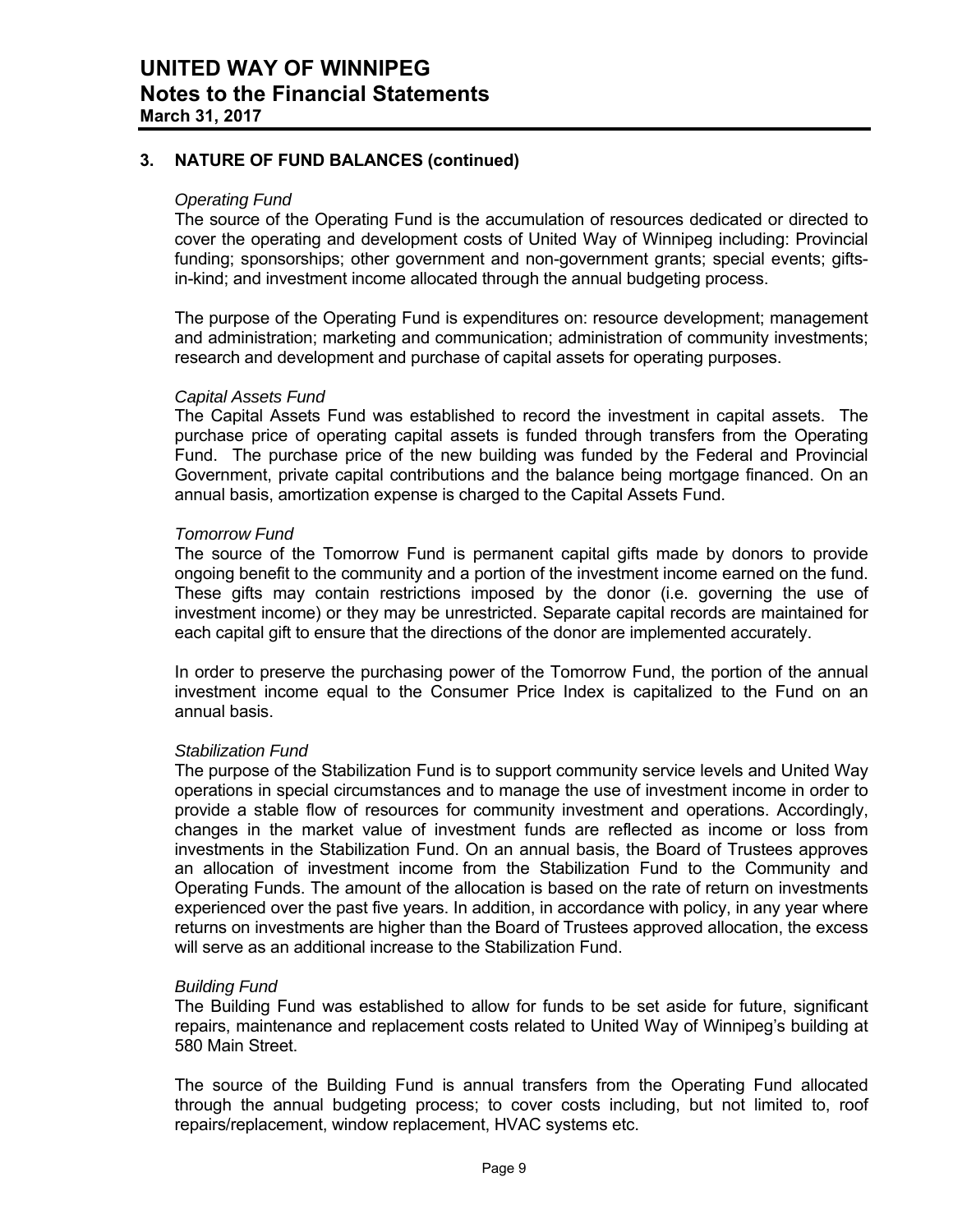## 3. NATURE OF FUND BALANCES (continued)

*Operating Fund*

The source of the Operating Fund is the accumulation of resources dedicated or directed to cover the operating and development costs of United Way of Winnipeg including: Provincial funding; sponsorships; other government and non-government grants; special events; gifts-in-kind; and investment income allocated through the annual budgeting process.

The purpose of the Operating Fund is expenditures on: resource development; management and administration; marketing and communication; administration of community investments; research and development and purchase of capital assets for operating purposes.

*Capital Assets Fund*

The Capital Assets Fund was established to record the investment in capital assets. The purchase price of operating capital assets is funded through transfers from the Operating Fund. The purchase price of the new building was funded by the Federal and Provincial Government, private capital contributions and the balance being mortgage financed. On an annual basis, amortization expense is charged to the Capital Assets Fund.

*Tomorrow Fund*

The source of the Tomorrow Fund is permanent capital gifts made by donors to provide ongoing benefit to the community and a portion of the investment income earned on the fund. These gifts may contain restrictions imposed by the donor (i.e. governing the use of investment income) or they may be unrestricted. Separate capital records are maintained for each capital gift to ensure that the directions of the donor are implemented accurately.

In order to preserve the purchasing power of the Tomorrow Fund, the portion of the annual investment income equal to the Consumer Price Index is capitalized to the Fund on an annual basis.

*Stabilization Fund*

The purpose of the Stabilization Fund is to support community service levels and United Way operations in special circumstances and to manage the use of investment income in order to provide a stable flow of resources for community investment and operations. Accordingly, changes in the market value of investment funds are reflected as income or loss from investments in the Stabilization Fund. On an annual basis, the Board of Trustees approves an allocation of investment income from the Stabilization Fund to the Community and Operating Funds. The amount of the allocation is based on the rate of return on investments experienced over the past five years. In addition, in accordance with policy, in any year where returns on investments are higher than the Board of Trustees approved allocation, the excess will serve as an additional increase to the Stabilization Fund.

*Building Fund*

The Building Fund was established to allow for funds to be set aside for future, significant repairs, maintenance and replacement costs related to United Way of Winnipeg's building at 580 Main Street.

The source of the Building Fund is annual transfers from the Operating Fund allocated through the annual budgeting process; to cover costs including, but not limited to, roof repairs/replacement, window replacement, HVAC systems etc.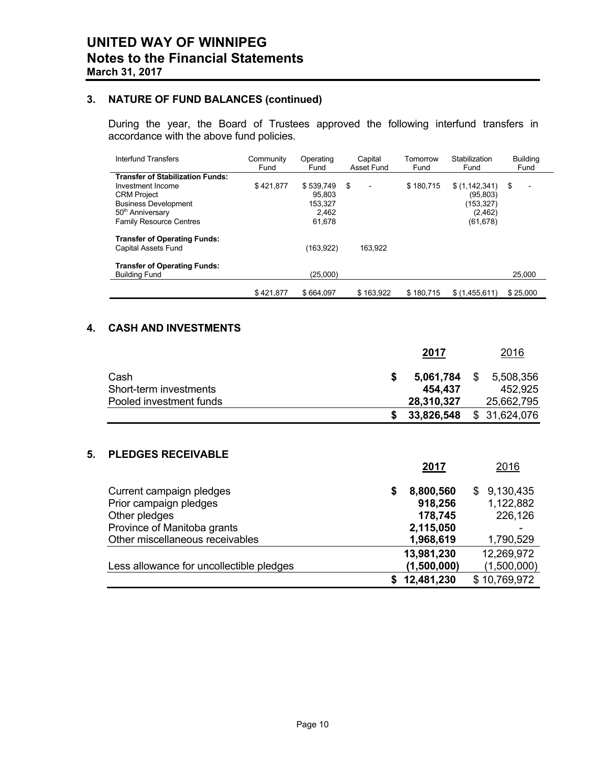## 3. NATURE OF FUND BALANCES (continued)

During the year, the Board of Trustees approved the following interfund transfers in accordance with the above fund policies.

| Interfund Transfers | Community Fund | Operating Fund | Capital Asset Fund | Tomorrow Fund | Stabilization Fund | Building Fund |
|---|---|---|---|---|---|---|
| **Transfer of Stabilization Funds:** | | | | | | |
| Investment Income | $ 421,877 | $ 539,749 | $ - | $ 180,715 | $ (1,142,341) | $ - |
| CRM Project | | 95,803 | | | (95,803) | |
| Business Development | | 153,327 | | | (153,327) | |
| 50th Anniversary | | 2,462 | | | (2,462) | |
| Family Resource Centres | | 61,678 | | | (61,678) | |
| **Transfer of Operating Funds:** | | | | | | |
| Capital Assets Fund | | (163,922) | 163,922 | | | |
| **Transfer of Operating Funds:** | | | | | | |
| Building Fund | | (25,000) | | | | 25,000 |
| | $ 421,877 | $ 664,097 | $ 163,922 | $ 180,715 | $ (1,455,611) | $ 25,000 |

## 4. CASH AND INVESTMENTS

| | **2017** | 2016 |
|---|---|---|
| Cash | **$ 5,061,784** | $ 5,508,356 |
| Short-term investments | **454,437** | 452,925 |
| Pooled investment funds | **28,310,327** | 25,662,795 |
| | **$ 33,826,548** | $ 31,624,076 |

## 5. PLEDGES RECEIVABLE

| | **2017** | 2016 |
|---|---|---|
| Current campaign pledges | **$ 8,800,560** | $ 9,130,435 |
| Prior campaign pledges | **918,256** | 1,122,882 |
| Other pledges | **178,745** | 226,126 |
| Province of Manitoba grants | **2,115,050** | - |
| Other miscellaneous receivables | **1,968,619** | 1,790,529 |
| | **13,981,230** | 12,269,972 |
| Less allowance for uncollectible pledges | **(1,500,000)** | (1,500,000) |
| | **$ 12,481,230** | $ 10,769,972 |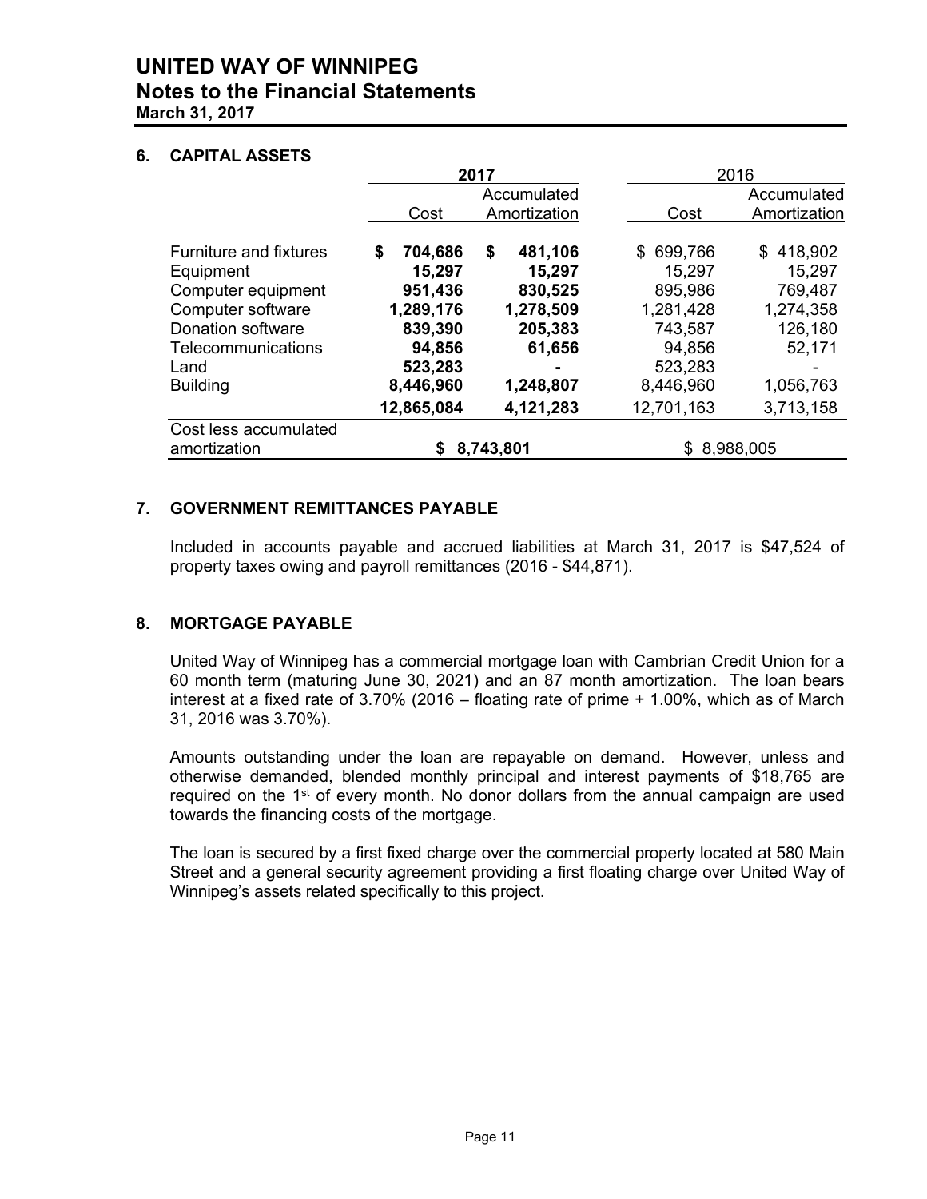## 6. CAPITAL ASSETS

| | 2017 | | 2016 | |
|---|---|---|---|---|
| | Cost | Accumulated Amortization | Cost | Accumulated Amortization |
| Furniture and fixtures | **$ 704,686** | **$ 481,106** | $ 699,766 | $ 418,902 |
| Equipment | **15,297** | **15,297** | 15,297 | 15,297 |
| Computer equipment | **951,436** | **830,525** | 895,986 | 769,487 |
| Computer software | **1,289,176** | **1,278,509** | 1,281,428 | 1,274,358 |
| Donation software | **839,390** | **205,383** | 743,587 | 126,180 |
| Telecommunications | **94,856** | **61,656** | 94,856 | 52,171 |
| Land | **523,283** | **-** | 523,283 | - |
| Building | **8,446,960** | **1,248,807** | 8,446,960 | 1,056,763 |
| | **12,865,084** | **4,121,283** | 12,701,163 | 3,713,158 |
| Cost less accumulated amortization | **$ 8,743,801** | | $ 8,988,005 | |

## 7. GOVERNMENT REMITTANCES PAYABLE

Included in accounts payable and accrued liabilities at March 31, 2017 is $47,524 of property taxes owing and payroll remittances (2016 - $44,871).

## 8. MORTGAGE PAYABLE

United Way of Winnipeg has a commercial mortgage loan with Cambrian Credit Union for a 60 month term (maturing June 30, 2021) and an 87 month amortization. The loan bears interest at a fixed rate of 3.70% (2016 – floating rate of prime + 1.00%, which as of March 31, 2016 was 3.70%).

Amounts outstanding under the loan are repayable on demand. However, unless and otherwise demanded, blended monthly principal and interest payments of $18,765 are required on the 1st of every month. No donor dollars from the annual campaign are used towards the financing costs of the mortgage.

The loan is secured by a first fixed charge over the commercial property located at 580 Main Street and a general security agreement providing a first floating charge over United Way of Winnipeg's assets related specifically to this project.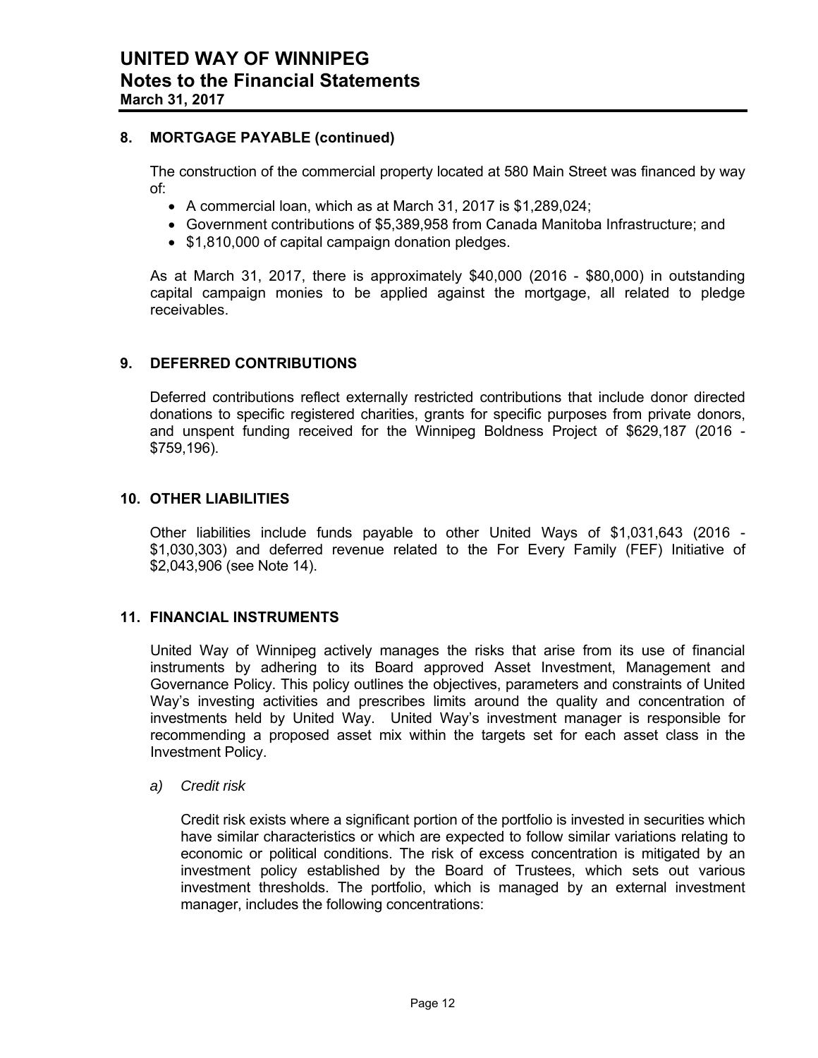## 8. MORTGAGE PAYABLE (continued)

The construction of the commercial property located at 580 Main Street was financed by way of:

- A commercial loan, which as at March 31, 2017 is $1,289,024;
- Government contributions of $5,389,958 from Canada Manitoba Infrastructure; and
- $1,810,000 of capital campaign donation pledges.

As at March 31, 2017, there is approximately $40,000 (2016 - $80,000) in outstanding capital campaign monies to be applied against the mortgage, all related to pledge receivables.

## 9. DEFERRED CONTRIBUTIONS

Deferred contributions reflect externally restricted contributions that include donor directed donations to specific registered charities, grants for specific purposes from private donors, and unspent funding received for the Winnipeg Boldness Project of $629,187 (2016 - $759,196).

## 10. OTHER LIABILITIES

Other liabilities include funds payable to other United Ways of $1,031,643 (2016 - $1,030,303) and deferred revenue related to the For Every Family (FEF) Initiative of $2,043,906 (see Note 14).

## 11. FINANCIAL INSTRUMENTS

United Way of Winnipeg actively manages the risks that arise from its use of financial instruments by adhering to its Board approved Asset Investment, Management and Governance Policy. This policy outlines the objectives, parameters and constraints of United Way's investing activities and prescribes limits around the quality and concentration of investments held by United Way. United Way's investment manager is responsible for recommending a proposed asset mix within the targets set for each asset class in the Investment Policy.

*a) Credit risk*

Credit risk exists where a significant portion of the portfolio is invested in securities which have similar characteristics or which are expected to follow similar variations relating to economic or political conditions. The risk of excess concentration is mitigated by an investment policy established by the Board of Trustees, which sets out various investment thresholds. The portfolio, which is managed by an external investment manager, includes the following concentrations: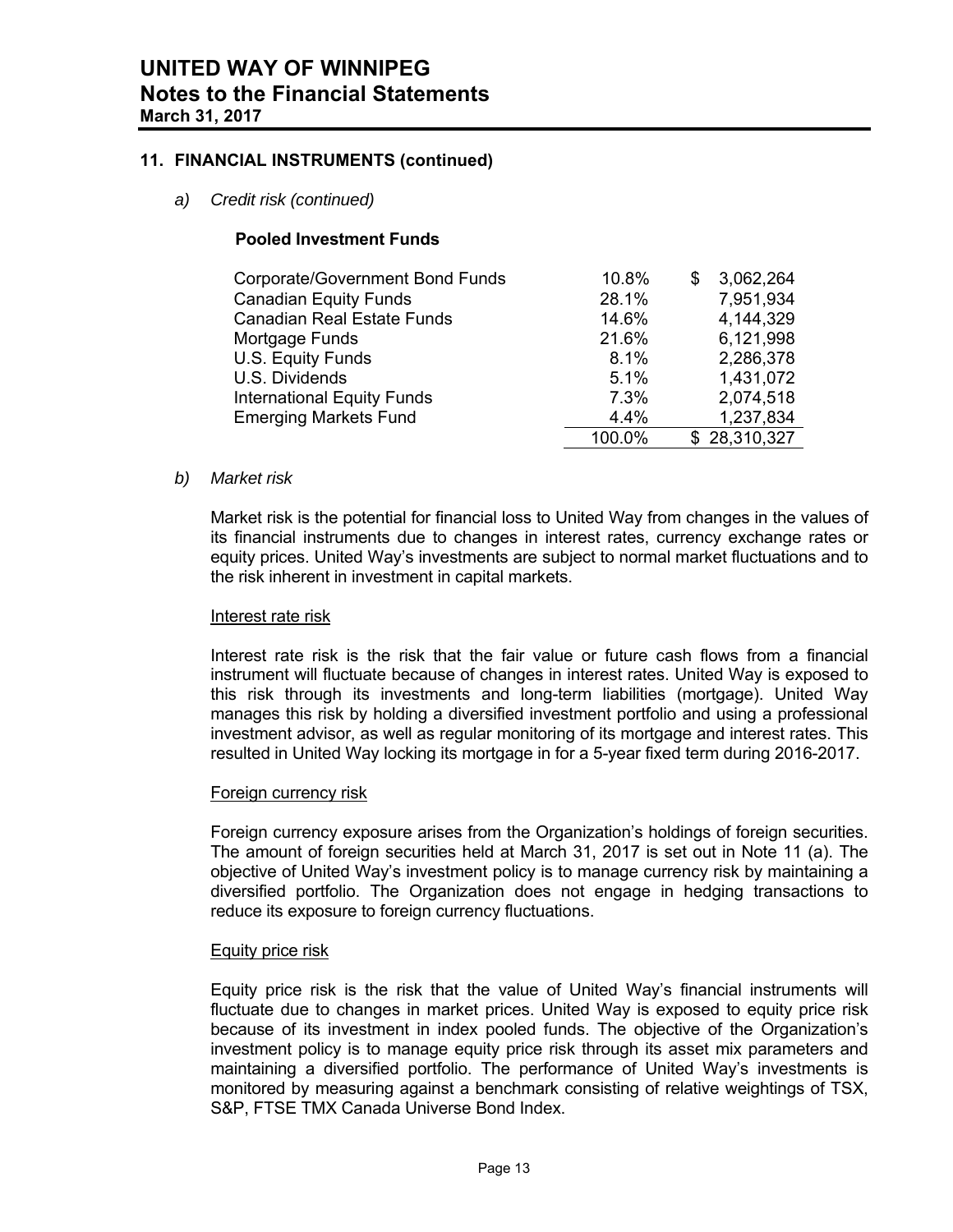## 11. FINANCIAL INSTRUMENTS (continued)

*a) Credit risk (continued)*

**Pooled Investment Funds**

| | | |
|---|---|---|
| Corporate/Government Bond Funds | 10.8% | $ 3,062,264 |
| Canadian Equity Funds | 28.1% | 7,951,934 |
| Canadian Real Estate Funds | 14.6% | 4,144,329 |
| Mortgage Funds | 21.6% | 6,121,998 |
| U.S. Equity Funds | 8.1% | 2,286,378 |
| U.S. Dividends | 5.1% | 1,431,072 |
| International Equity Funds | 7.3% | 2,074,518 |
| Emerging Markets Fund | 4.4% | 1,237,834 |
| | 100.0% | $ 28,310,327 |

*b) Market risk*

Market risk is the potential for financial loss to United Way from changes in the values of its financial instruments due to changes in interest rates, currency exchange rates or equity prices. United Way's investments are subject to normal market fluctuations and to the risk inherent in investment in capital markets.

Interest rate risk

Interest rate risk is the risk that the fair value or future cash flows from a financial instrument will fluctuate because of changes in interest rates. United Way is exposed to this risk through its investments and long-term liabilities (mortgage). United Way manages this risk by holding a diversified investment portfolio and using a professional investment advisor, as well as regular monitoring of its mortgage and interest rates. This resulted in United Way locking its mortgage in for a 5-year fixed term during 2016-2017.

Foreign currency risk

Foreign currency exposure arises from the Organization's holdings of foreign securities. The amount of foreign securities held at March 31, 2017 is set out in Note 11 (a). The objective of United Way's investment policy is to manage currency risk by maintaining a diversified portfolio. The Organization does not engage in hedging transactions to reduce its exposure to foreign currency fluctuations.

Equity price risk

Equity price risk is the risk that the value of United Way's financial instruments will fluctuate due to changes in market prices. United Way is exposed to equity price risk because of its investment in index pooled funds. The objective of the Organization's investment policy is to manage equity price risk through its asset mix parameters and maintaining a diversified portfolio. The performance of United Way's investments is monitored by measuring against a benchmark consisting of relative weightings of TSX, S&P, FTSE TMX Canada Universe Bond Index.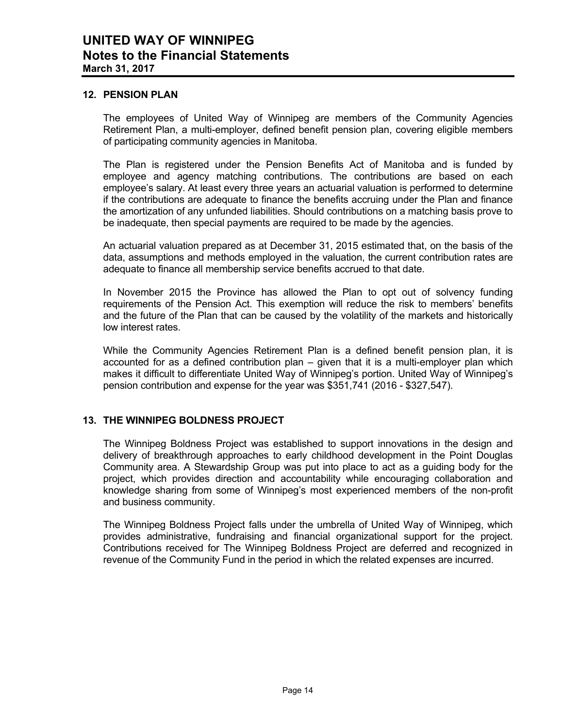# UNITED WAY OF WINNIPEG
## Notes to the Financial Statements
**March 31, 2017**

### 12. PENSION PLAN

The employees of United Way of Winnipeg are members of the Community Agencies Retirement Plan, a multi-employer, defined benefit pension plan, covering eligible members of participating community agencies in Manitoba.

The Plan is registered under the Pension Benefits Act of Manitoba and is funded by employee and agency matching contributions. The contributions are based on each employee's salary. At least every three years an actuarial valuation is performed to determine if the contributions are adequate to finance the benefits accruing under the Plan and finance the amortization of any unfunded liabilities. Should contributions on a matching basis prove to be inadequate, then special payments are required to be made by the agencies.

An actuarial valuation prepared as at December 31, 2015 estimated that, on the basis of the data, assumptions and methods employed in the valuation, the current contribution rates are adequate to finance all membership service benefits accrued to that date.

In November 2015 the Province has allowed the Plan to opt out of solvency funding requirements of the Pension Act. This exemption will reduce the risk to members' benefits and the future of the Plan that can be caused by the volatility of the markets and historically low interest rates.

While the Community Agencies Retirement Plan is a defined benefit pension plan, it is accounted for as a defined contribution plan – given that it is a multi-employer plan which makes it difficult to differentiate United Way of Winnipeg's portion. United Way of Winnipeg's pension contribution and expense for the year was $351,741 (2016 - $327,547).

### 13. THE WINNIPEG BOLDNESS PROJECT

The Winnipeg Boldness Project was established to support innovations in the design and delivery of breakthrough approaches to early childhood development in the Point Douglas Community area. A Stewardship Group was put into place to act as a guiding body for the project, which provides direction and accountability while encouraging collaboration and knowledge sharing from some of Winnipeg's most experienced members of the non-profit and business community.

The Winnipeg Boldness Project falls under the umbrella of United Way of Winnipeg, which provides administrative, fundraising and financial organizational support for the project. Contributions received for The Winnipeg Boldness Project are deferred and recognized in revenue of the Community Fund in the period in which the related expenses are incurred.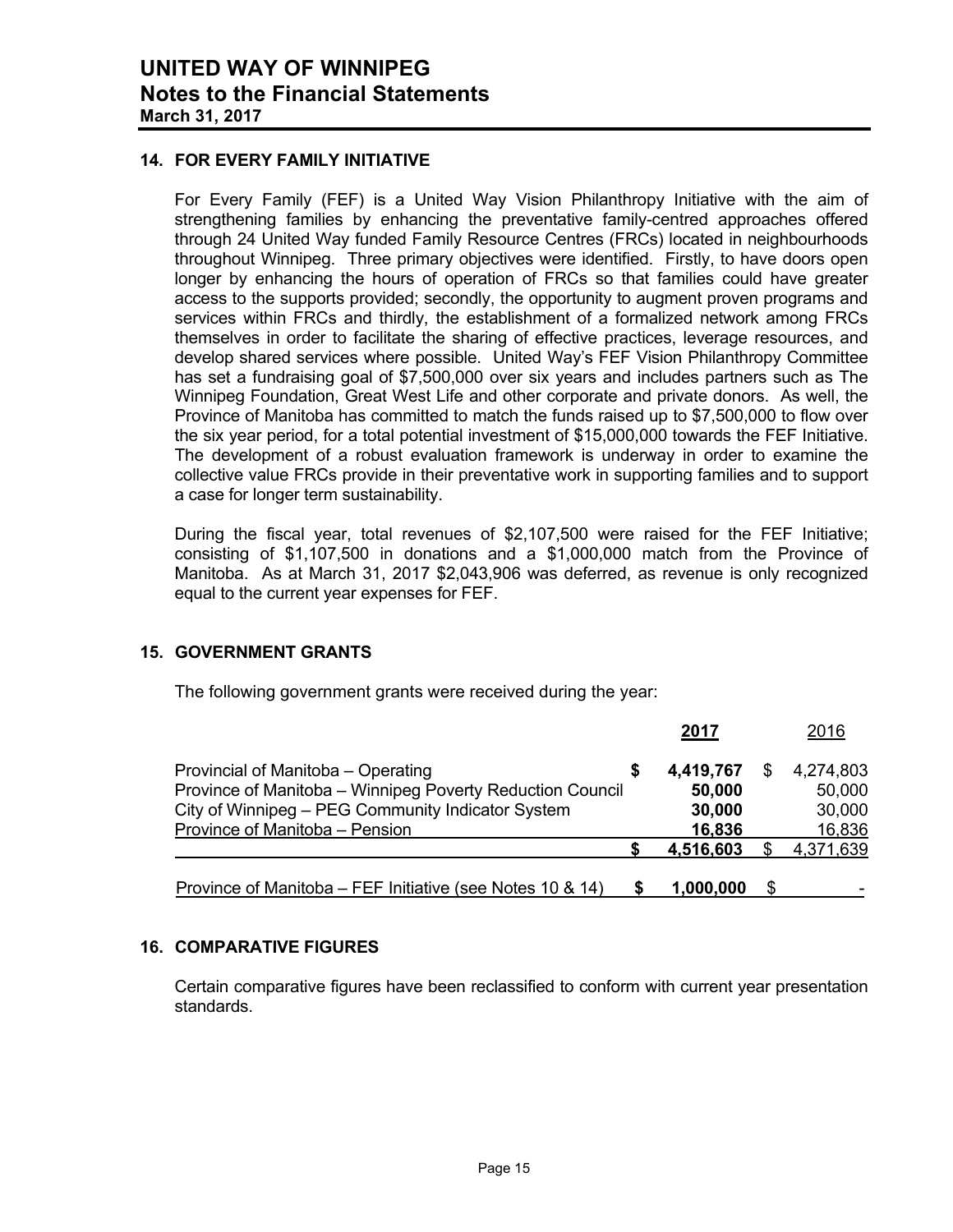# UNITED WAY OF WINNIPEG
## Notes to the Financial Statements
**March 31, 2017**

### 14. FOR EVERY FAMILY INITIATIVE

For Every Family (FEF) is a United Way Vision Philanthropy Initiative with the aim of strengthening families by enhancing the preventative family-centred approaches offered through 24 United Way funded Family Resource Centres (FRCs) located in neighbourhoods throughout Winnipeg. Three primary objectives were identified. Firstly, to have doors open longer by enhancing the hours of operation of FRCs so that families could have greater access to the supports provided; secondly, the opportunity to augment proven programs and services within FRCs and thirdly, the establishment of a formalized network among FRCs themselves in order to facilitate the sharing of effective practices, leverage resources, and develop shared services where possible. United Way's FEF Vision Philanthropy Committee has set a fundraising goal of $7,500,000 over six years and includes partners such as The Winnipeg Foundation, Great West Life and other corporate and private donors. As well, the Province of Manitoba has committed to match the funds raised up to $7,500,000 to flow over the six year period, for a total potential investment of $15,000,000 towards the FEF Initiative. The development of a robust evaluation framework is underway in order to examine the collective value FRCs provide in their preventative work in supporting families and to support a case for longer term sustainability.

During the fiscal year, total revenues of $2,107,500 were raised for the FEF Initiative; consisting of $1,107,500 in donations and a $1,000,000 match from the Province of Manitoba. As at March 31, 2017 $2,043,906 was deferred, as revenue is only recognized equal to the current year expenses for FEF.

### 15. GOVERNMENT GRANTS

The following government grants were received during the year:

| | **2017** | 2016 |
|---|---|---|
| Provincial of Manitoba – Operating | $ **4,419,767** | $ 4,274,803 |
| Province of Manitoba – Winnipeg Poverty Reduction Council | **50,000** | 50,000 |
| City of Winnipeg – PEG Community Indicator System | **30,000** | 30,000 |
| Province of Manitoba – Pension | **16,836** | 16,836 |
| | $ **4,516,603** | $ 4,371,639 |
| Province of Manitoba – FEF Initiative (see Notes 10 & 14) | $ **1,000,000** | $ - |

### 16. COMPARATIVE FIGURES

Certain comparative figures have been reclassified to conform with current year presentation standards.